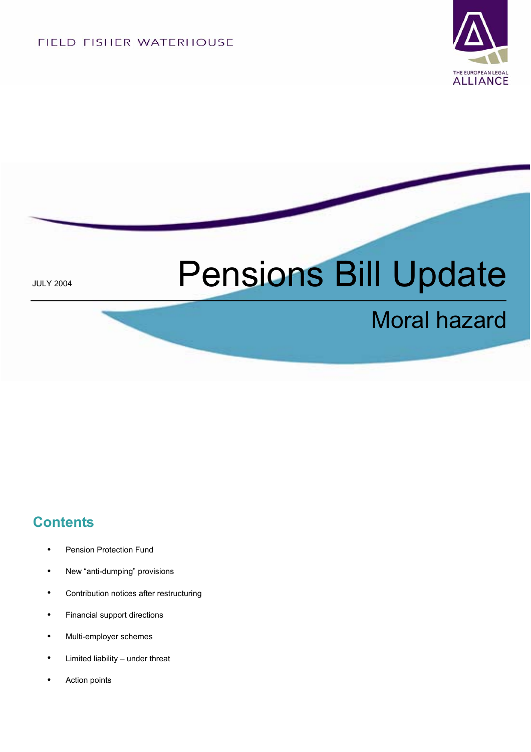FIELD FISHER WATERHOUSE

THE EUROPEAN LEGAL ALLIANCE

JULY 2004

# Pensions Bill Update

## Moral hazard

## Contents

- Pension Protection Fund
- New "anti-dumping" provisions
- Contribution notices after restructuring
- Financial support directions
- Multi-employer schemes
- Limited liability – under threat
- Action points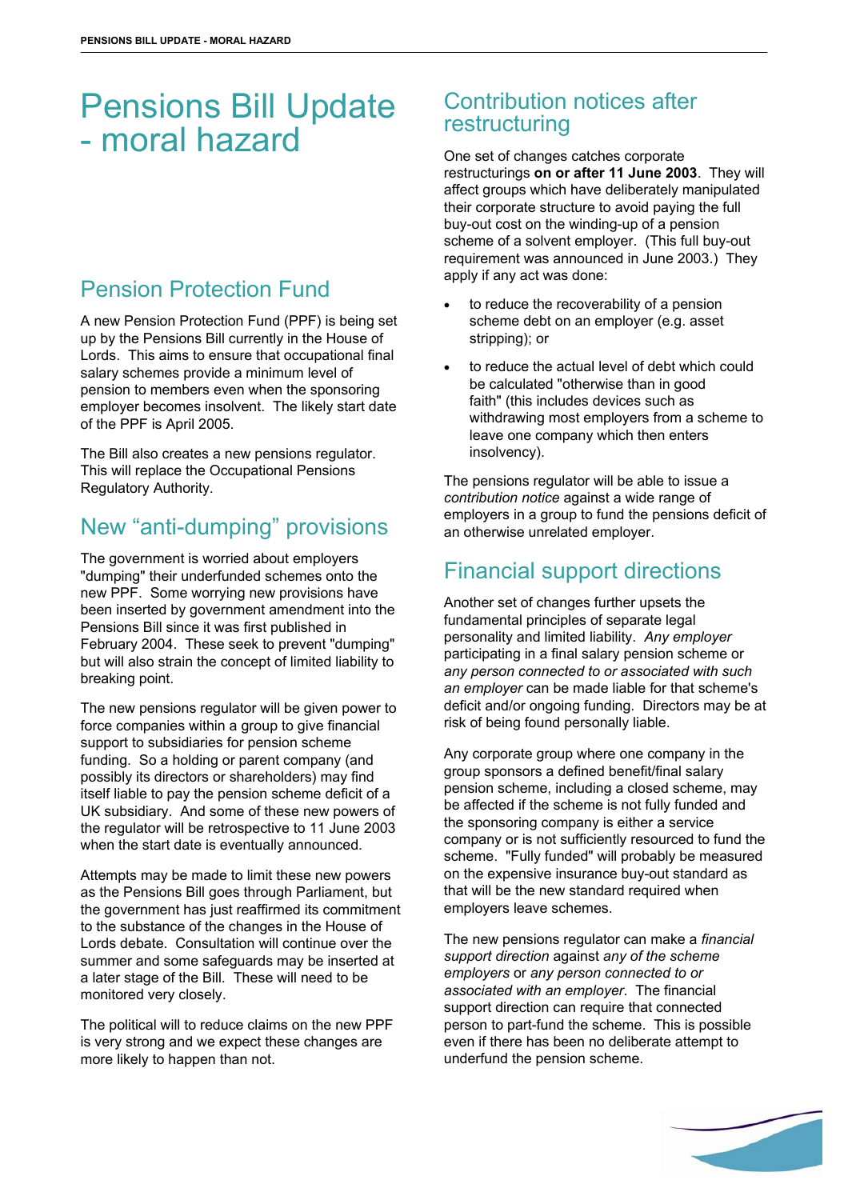# Pensions Bill Update - moral hazard

## Pension Protection Fund

A new Pension Protection Fund (PPF) is being set up by the Pensions Bill currently in the House of Lords. This aims to ensure that occupational final salary schemes provide a minimum level of pension to members even when the sponsoring employer becomes insolvent. The likely start date of the PPF is April 2005.

The Bill also creates a new pensions regulator. This will replace the Occupational Pensions Regulatory Authority.

## New "anti-dumping" provisions

The government is worried about employers "dumping" their underfunded schemes onto the new PPF. Some worrying new provisions have been inserted by government amendment into the Pensions Bill since it was first published in February 2004. These seek to prevent "dumping" but will also strain the concept of limited liability to breaking point.

The new pensions regulator will be given power to force companies within a group to give financial support to subsidiaries for pension scheme funding. So a holding or parent company (and possibly its directors or shareholders) may find itself liable to pay the pension scheme deficit of a UK subsidiary. And some of these new powers of the regulator will be retrospective to 11 June 2003 when the start date is eventually announced.

Attempts may be made to limit these new powers as the Pensions Bill goes through Parliament, but the government has just reaffirmed its commitment to the substance of the changes in the House of Lords debate. Consultation will continue over the summer and some safeguards may be inserted at a later stage of the Bill. These will need to be monitored very closely.

The political will to reduce claims on the new PPF is very strong and we expect these changes are more likely to happen than not.

## Contribution notices after restructuring

One set of changes catches corporate restructurings **on or after 11 June 2003**. They will affect groups which have deliberately manipulated their corporate structure to avoid paying the full buy-out cost on the winding-up of a pension scheme of a solvent employer. (This full buy-out requirement was announced in June 2003.) They apply if any act was done:

- to reduce the recoverability of a pension scheme debt on an employer (e.g. asset stripping); or
- to reduce the actual level of debt which could be calculated "otherwise than in good faith" (this includes devices such as withdrawing most employers from a scheme to leave one company which then enters insolvency).

The pensions regulator will be able to issue a *contribution notice* against a wide range of employers in a group to fund the pensions deficit of an otherwise unrelated employer.

## Financial support directions

Another set of changes further upsets the fundamental principles of separate legal personality and limited liability. *Any employer* participating in a final salary pension scheme or *any person connected to or associated with such an employer* can be made liable for that scheme's deficit and/or ongoing funding. Directors may be at risk of being found personally liable.

Any corporate group where one company in the group sponsors a defined benefit/final salary pension scheme, including a closed scheme, may be affected if the scheme is not fully funded and the sponsoring company is either a service company or is not sufficiently resourced to fund the scheme. "Fully funded" will probably be measured on the expensive insurance buy-out standard as that will be the new standard required when employers leave schemes.

The new pensions regulator can make a *financial support direction* against *any of the scheme employers* or *any person connected to or associated with an employer*. The financial support direction can require that connected person to part-fund the scheme. This is possible even if there has been no deliberate attempt to underfund the pension scheme.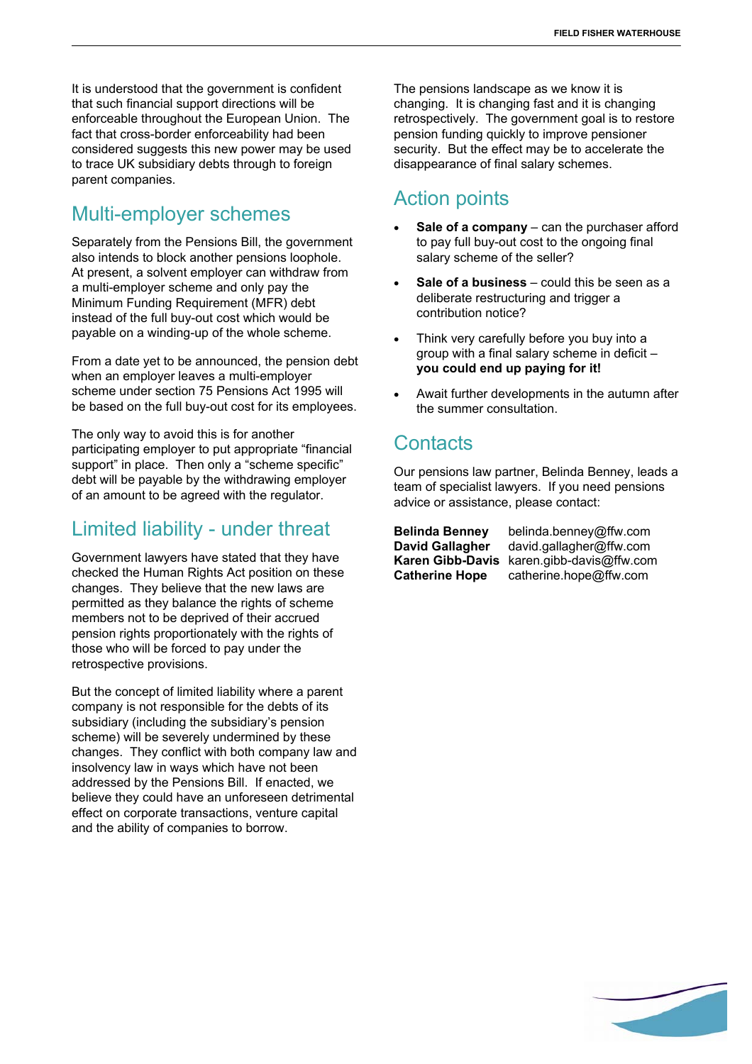It is understood that the government is confident that such financial support directions will be enforceable throughout the European Union. The fact that cross-border enforceability had been considered suggests this new power may be used to trace UK subsidiary debts through to foreign parent companies.

## Multi-employer schemes

Separately from the Pensions Bill, the government also intends to block another pensions loophole. At present, a solvent employer can withdraw from a multi-employer scheme and only pay the Minimum Funding Requirement (MFR) debt instead of the full buy-out cost which would be payable on a winding-up of the whole scheme.

From a date yet to be announced, the pension debt when an employer leaves a multi-employer scheme under section 75 Pensions Act 1995 will be based on the full buy-out cost for its employees.

The only way to avoid this is for another participating employer to put appropriate "financial support" in place. Then only a "scheme specific" debt will be payable by the withdrawing employer of an amount to be agreed with the regulator.

## Limited liability - under threat

Government lawyers have stated that they have checked the Human Rights Act position on these changes. They believe that the new laws are permitted as they balance the rights of scheme members not to be deprived of their accrued pension rights proportionately with the rights of those who will be forced to pay under the retrospective provisions.

But the concept of limited liability where a parent company is not responsible for the debts of its subsidiary (including the subsidiary's pension scheme) will be severely undermined by these changes. They conflict with both company law and insolvency law in ways which have not been addressed by the Pensions Bill. If enacted, we believe they could have an unforeseen detrimental effect on corporate transactions, venture capital and the ability of companies to borrow.

The pensions landscape as we know it is changing. It is changing fast and it is changing retrospectively. The government goal is to restore pension funding quickly to improve pensioner security. But the effect may be to accelerate the disappearance of final salary schemes.

## Action points

- **Sale of a company** – can the purchaser afford to pay full buy-out cost to the ongoing final salary scheme of the seller?
- **Sale of a business** – could this be seen as a deliberate restructuring and trigger a contribution notice?
- Think very carefully before you buy into a group with a final salary scheme in deficit – **you could end up paying for it!**
- Await further developments in the autumn after the summer consultation.

## Contacts

Our pensions law partner, Belinda Benney, leads a team of specialist lawyers. If you need pensions advice or assistance, please contact:

**Belinda Benney** belinda.benney@ffw.com
**David Gallagher** david.gallagher@ffw.com
**Karen Gibb-Davis** karen.gibb-davis@ffw.com
**Catherine Hope** catherine.hope@ffw.com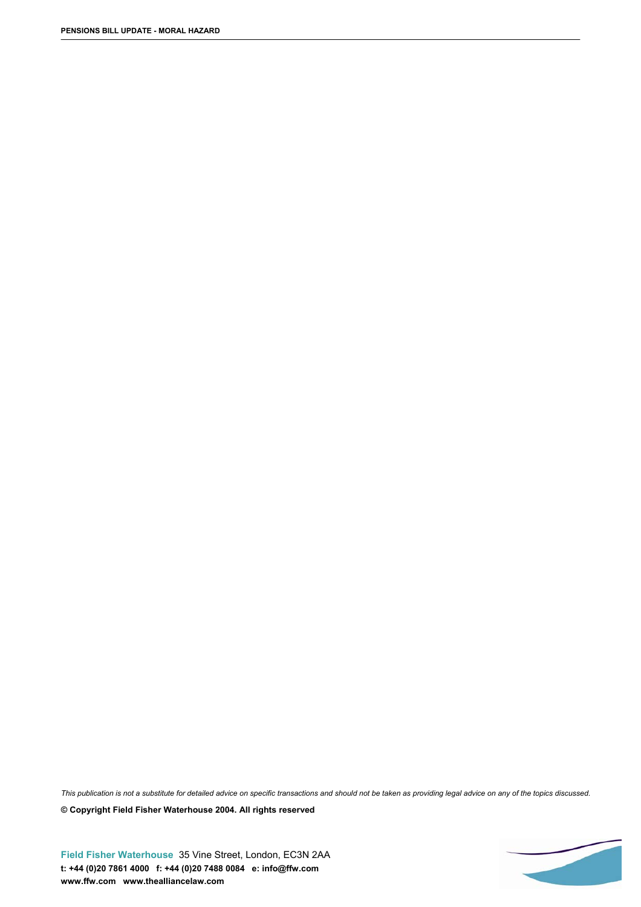*This publication is not a substitute for detailed advice on specific transactions and should not be taken as providing legal advice on any of the topics discussed.*

**© Copyright Field Fisher Waterhouse 2004. All rights reserved**

**Field Fisher Waterhouse** 35 Vine Street, London, EC3N 2AA

**t: +44 (0)20 7861 4000 f: +44 (0)20 7488 0084 e: info@ffw.com**

**www.ffw.com www.thealliancelaw.com**